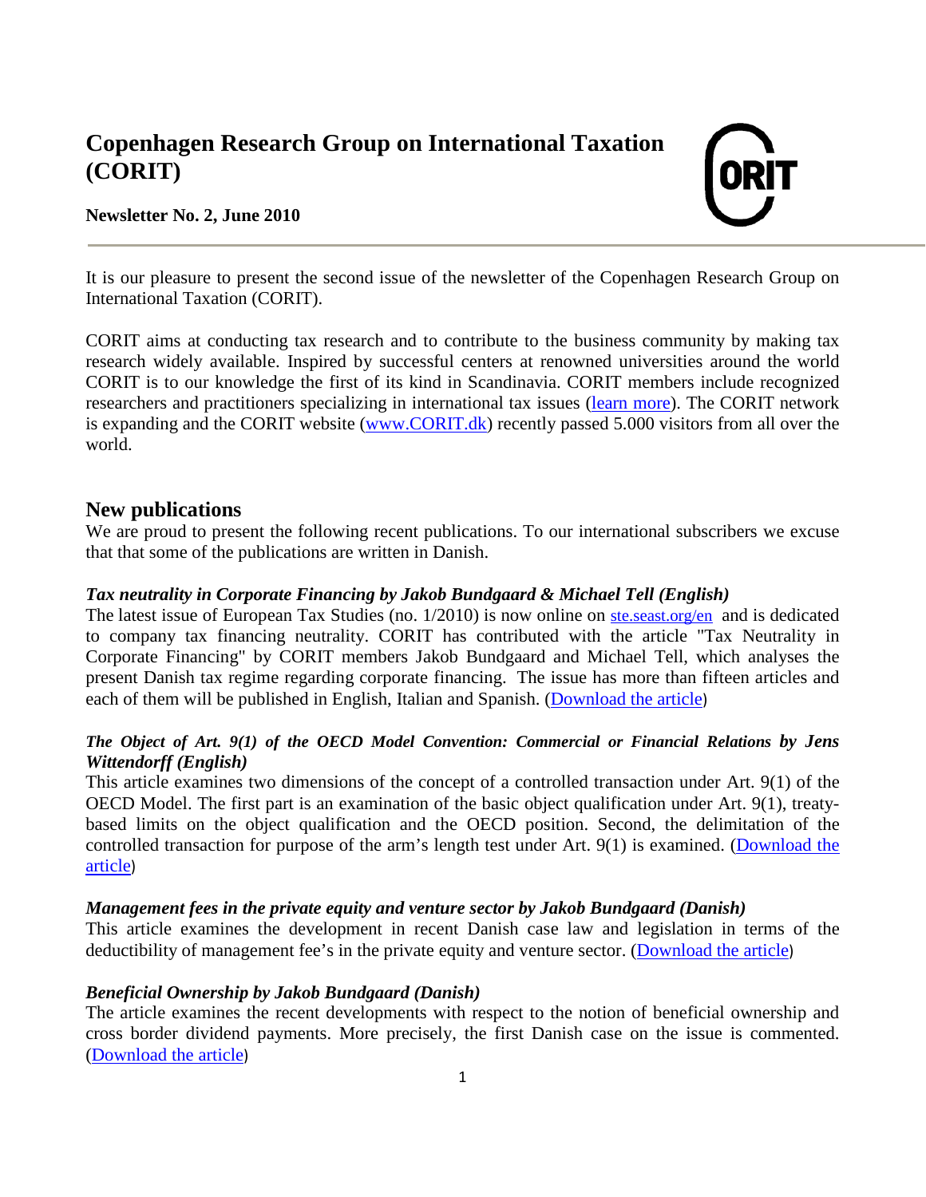# Copenhagen Research Group on International Taxation (CORIT)

**Newsletter No. 2, June 2010**

It is our pleasure to present the second issue of the newsletter of the Copenhagen Research Group on International Taxation (CORIT).

CORIT aims at conducting tax research and to contribute to the business community by making tax research widely available. Inspired by successful centers at renowned universities around the world CORIT is to our knowledge the first of its kind in Scandinavia. CORIT members include recognized researchers and practitioners specializing in international tax issues (learn more). The CORIT network is expanding and the CORIT website (www.CORIT.dk) recently passed 5.000 visitors from all over the world.

## New publications

We are proud to present the following recent publications. To our international subscribers we excuse that that some of the publications are written in Danish.

### *Tax neutrality in Corporate Financing by Jakob Bundgaard & Michael Tell (English)*

The latest issue of European Tax Studies (no. 1/2010) is now online on ste.seast.org/en and is dedicated to company tax financing neutrality. CORIT has contributed with the article "Tax Neutrality in Corporate Financing" by CORIT members Jakob Bundgaard and Michael Tell, which analyses the present Danish tax regime regarding corporate financing. The issue has more than fifteen articles and each of them will be published in English, Italian and Spanish. (Download the article)

### *The Object of Art. 9(1) of the OECD Model Convention: Commercial or Financial Relations by Jens Wittendorff (English)*

This article examines two dimensions of the concept of a controlled transaction under Art. 9(1) of the OECD Model. The first part is an examination of the basic object qualification under Art. 9(1), treaty-based limits on the object qualification and the OECD position. Second, the delimitation of the controlled transaction for purpose of the arm's length test under Art. 9(1) is examined. (Download the article)

### *Management fees in the private equity and venture sector by Jakob Bundgaard (Danish)*

This article examines the development in recent Danish case law and legislation in terms of the deductibility of management fee's in the private equity and venture sector. (Download the article)

### *Beneficial Ownership by Jakob Bundgaard (Danish)*

The article examines the recent developments with respect to the notion of beneficial ownership and cross border dividend payments. More precisely, the first Danish case on the issue is commented. (Download the article)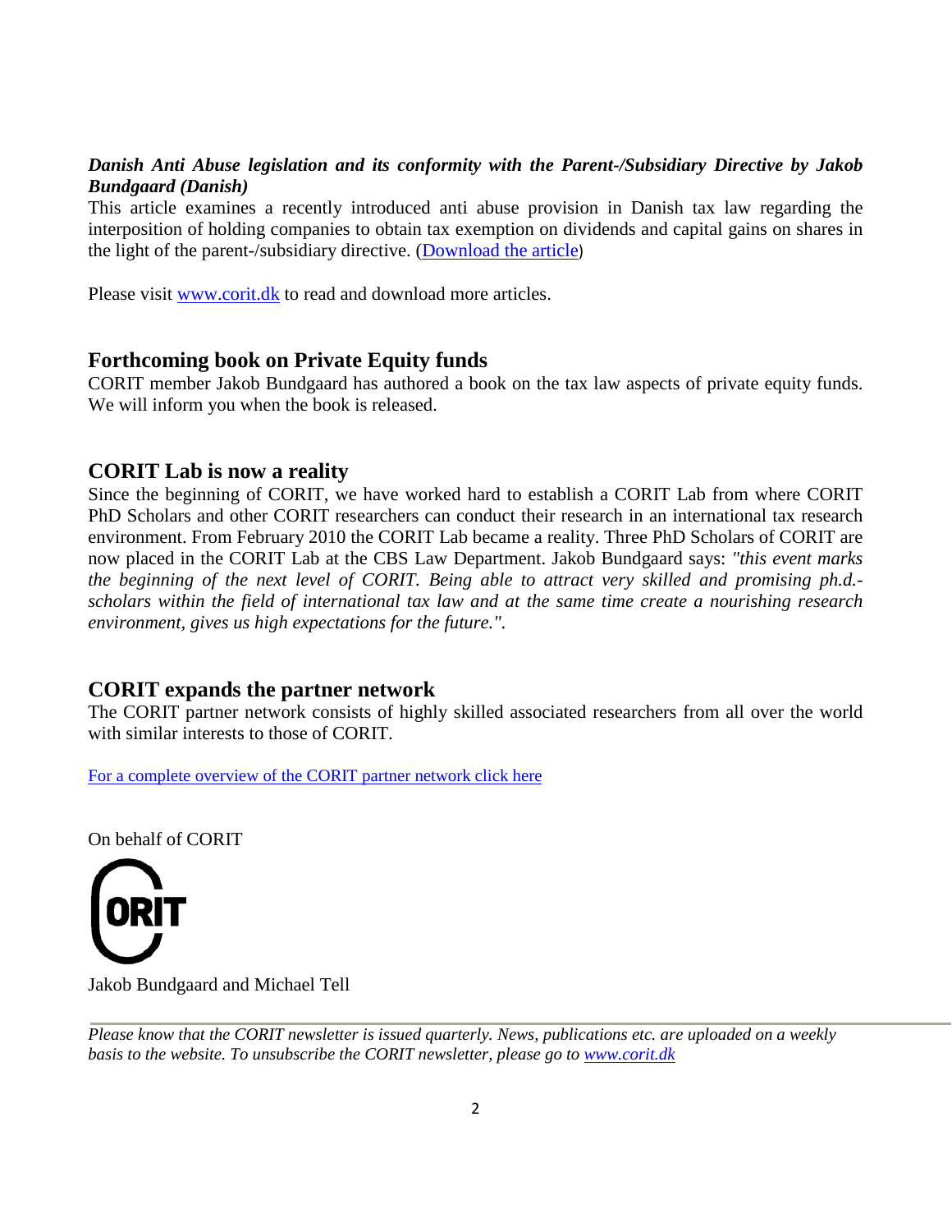***Danish Anti Abuse legislation and its conformity with the Parent-/Subsidiary Directive by Jakob Bundgaard (Danish)***

This article examines a recently introduced anti abuse provision in Danish tax law regarding the interposition of holding companies to obtain tax exemption on dividends and capital gains on shares in the light of the parent-/subsidiary directive. (Download the article)

Please visit www.corit.dk to read and download more articles.

## Forthcoming book on Private Equity funds

CORIT member Jakob Bundgaard has authored a book on the tax law aspects of private equity funds. We will inform you when the book is released.

## CORIT Lab is now a reality

Since the beginning of CORIT, we have worked hard to establish a CORIT Lab from where CORIT PhD Scholars and other CORIT researchers can conduct their research in an international tax research environment. From February 2010 the CORIT Lab became a reality. Three PhD Scholars of CORIT are now placed in the CORIT Lab at the CBS Law Department. Jakob Bundgaard says: *"this event marks the beginning of the next level of CORIT. Being able to attract very skilled and promising ph.d.-scholars within the field of international tax law and at the same time create a nourishing research environment, gives us high expectations for the future."*.

## CORIT expands the partner network

The CORIT partner network consists of highly skilled associated researchers from all over the world with similar interests to those of CORIT.

For a complete overview of the CORIT partner network click here

On behalf of CORIT

CORIT

Jakob Bundgaard and Michael Tell

*Please know that the CORIT newsletter is issued quarterly. News, publications etc. are uploaded on a weekly basis to the website. To unsubscribe the CORIT newsletter, please go to www.corit.dk*